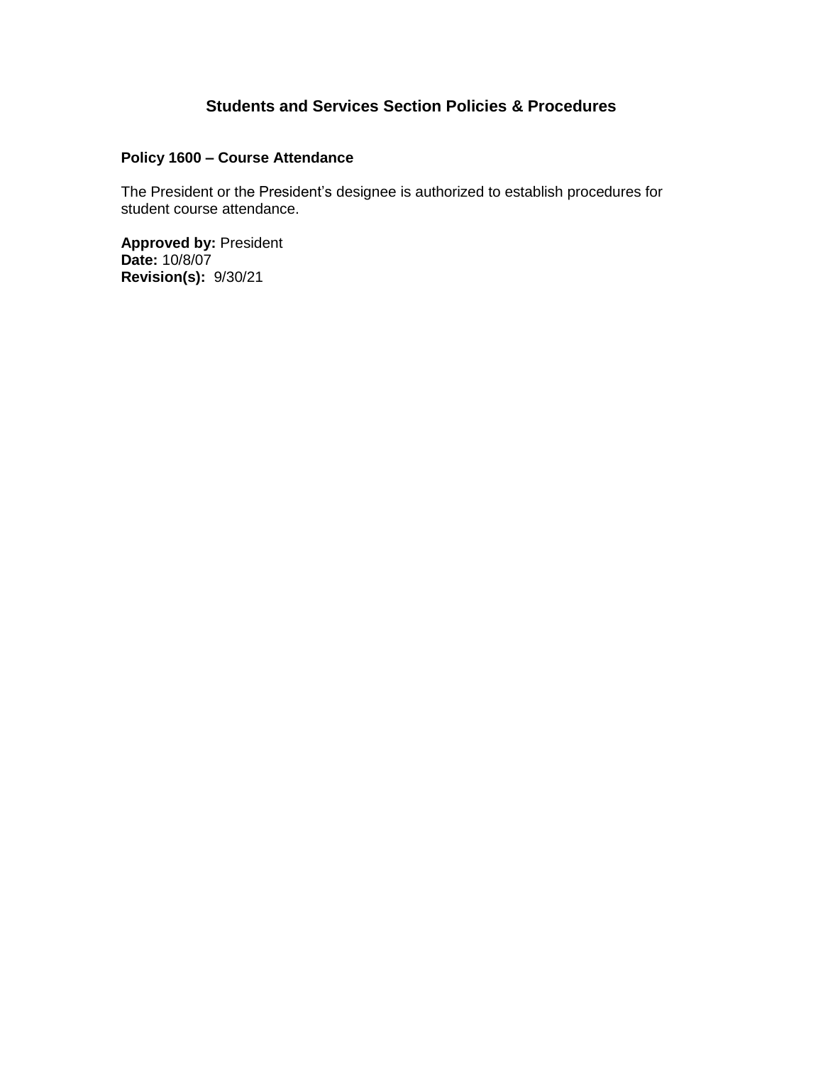# Students and Services Section Policies & Procedures

## Policy 1600 – Course Attendance

The President or the President’s designee is authorized to establish procedures for student course attendance.

**Approved by:** President
**Date:** 10/8/07
**Revision(s):** 9/30/21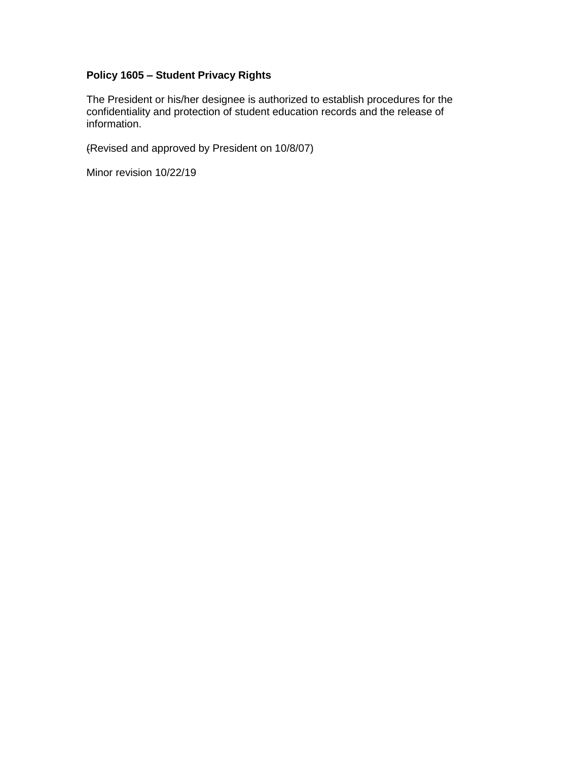**Policy 1605 – Student Privacy Rights**

The President or his/her designee is authorized to establish procedures for the confidentiality and protection of student education records and the release of information.

(Revised and approved by President on 10/8/07)

Minor revision 10/22/19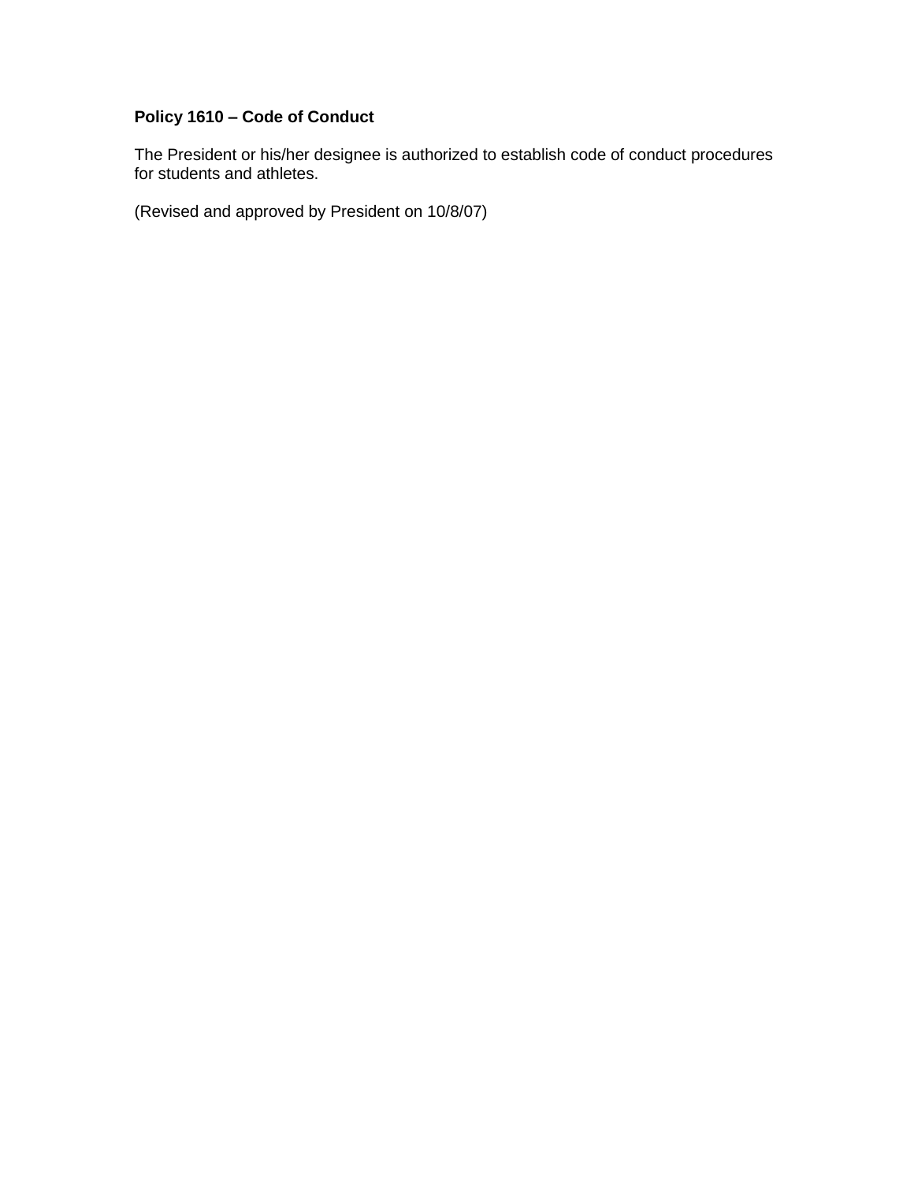**Policy 1610 – Code of Conduct**

The President or his/her designee is authorized to establish code of conduct procedures for students and athletes.

(Revised and approved by President on 10/8/07)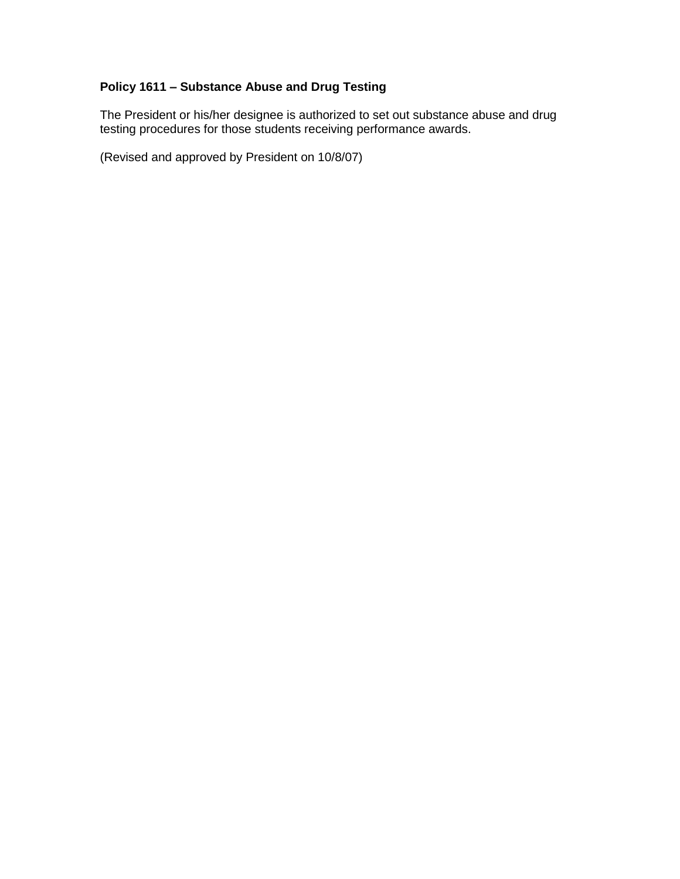**Policy 1611 – Substance Abuse and Drug Testing**

The President or his/her designee is authorized to set out substance abuse and drug testing procedures for those students receiving performance awards.

(Revised and approved by President on 10/8/07)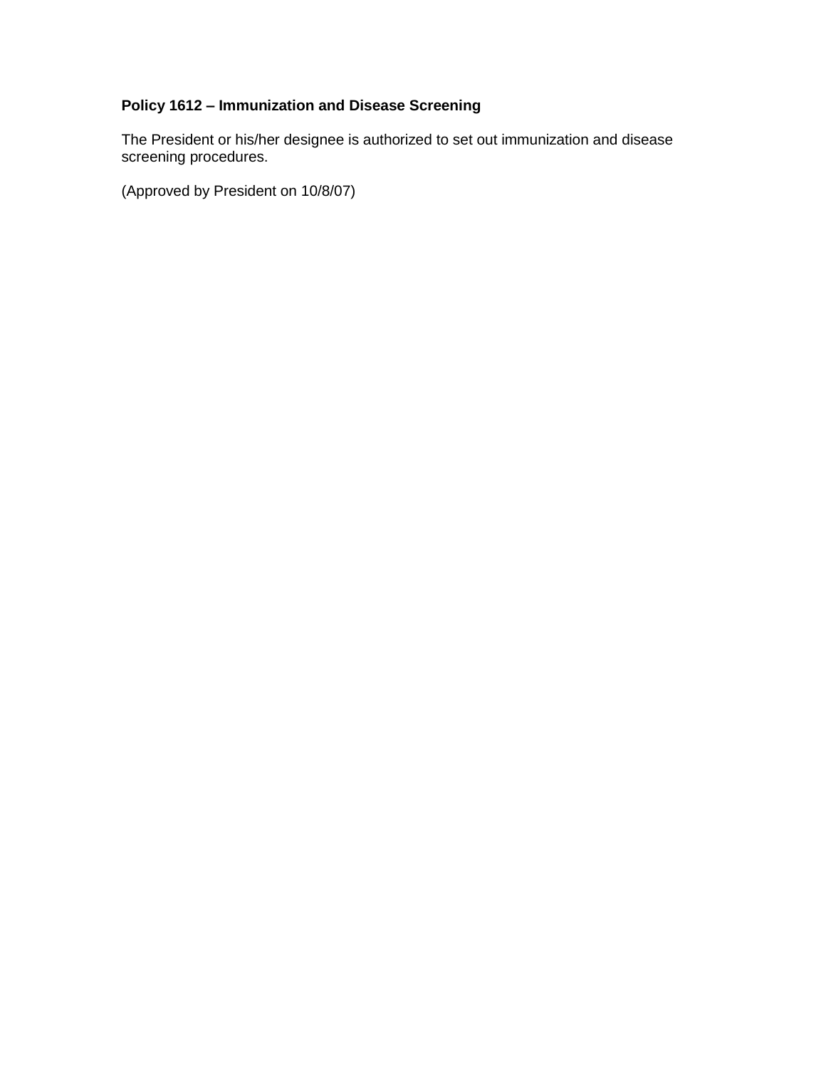**Policy 1612 – Immunization and Disease Screening**

The President or his/her designee is authorized to set out immunization and disease screening procedures.

(Approved by President on 10/8/07)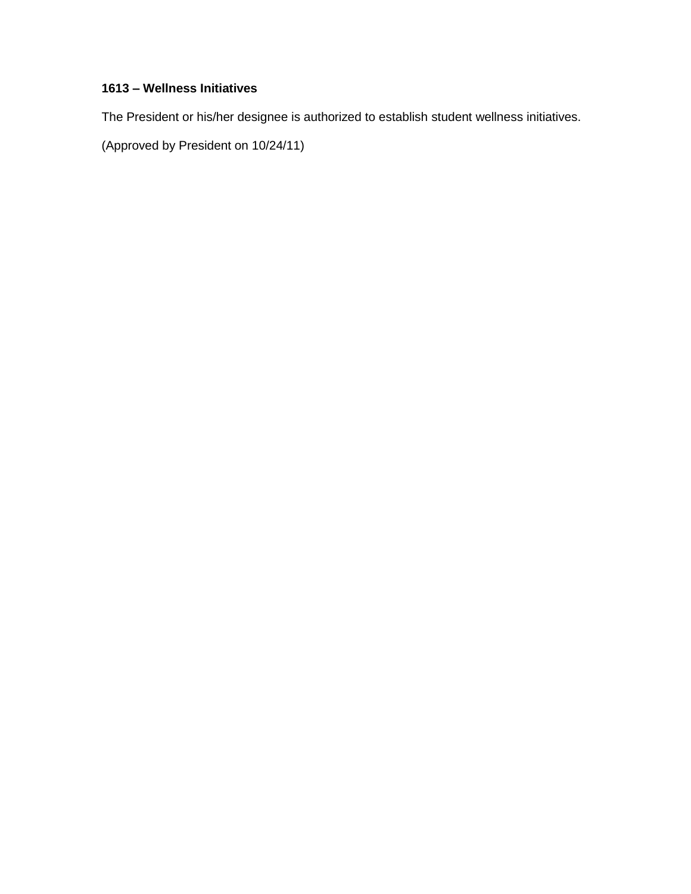**1613 – Wellness Initiatives**

The President or his/her designee is authorized to establish student wellness initiatives.

(Approved by President on 10/24/11)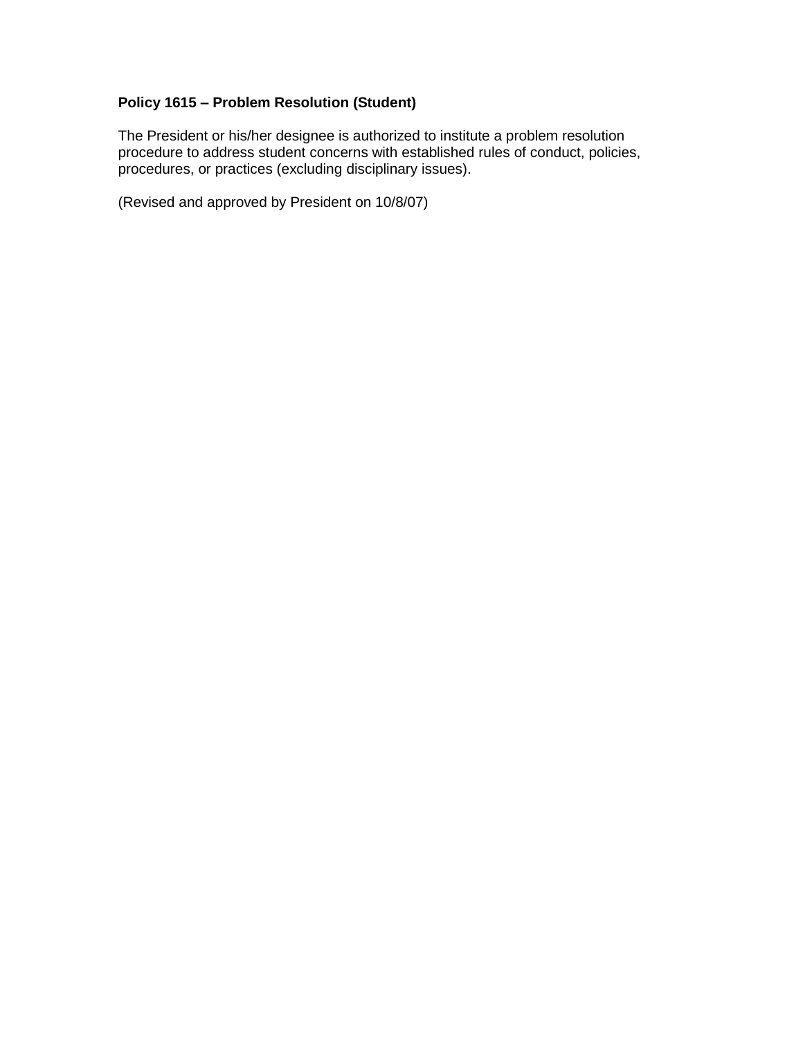**Policy 1615 – Problem Resolution (Student)**

The President or his/her designee is authorized to institute a problem resolution procedure to address student concerns with established rules of conduct, policies, procedures, or practices (excluding disciplinary issues).

(Revised and approved by President on 10/8/07)